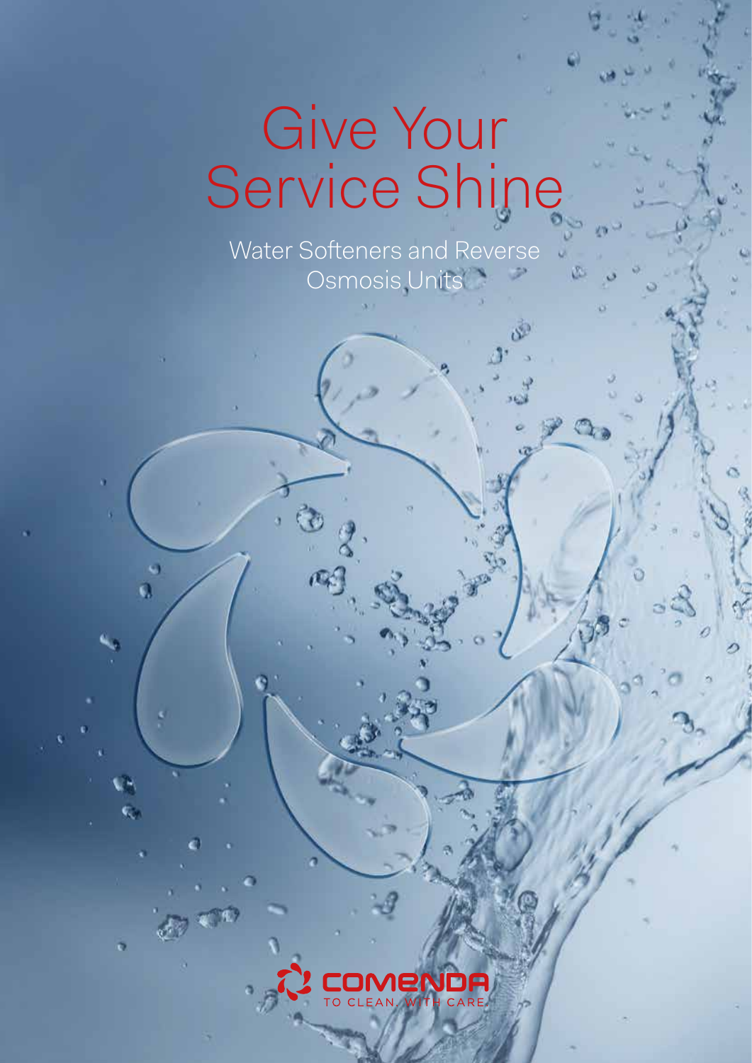# Give Your Service Shine

Water Softeners and Reverse Osmosis Units

COMENDA

TO CLEAN. WITH CARE.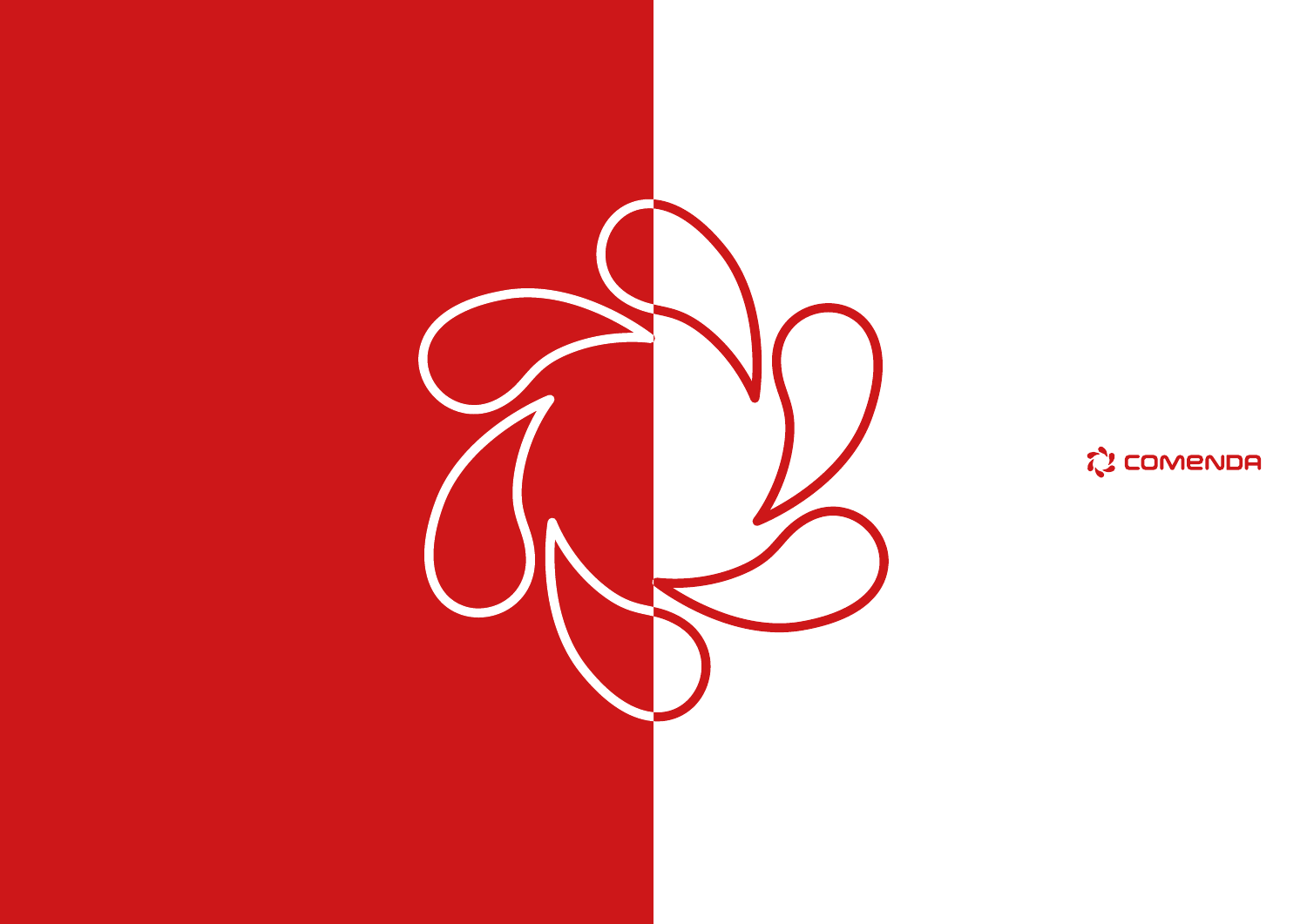COMENDA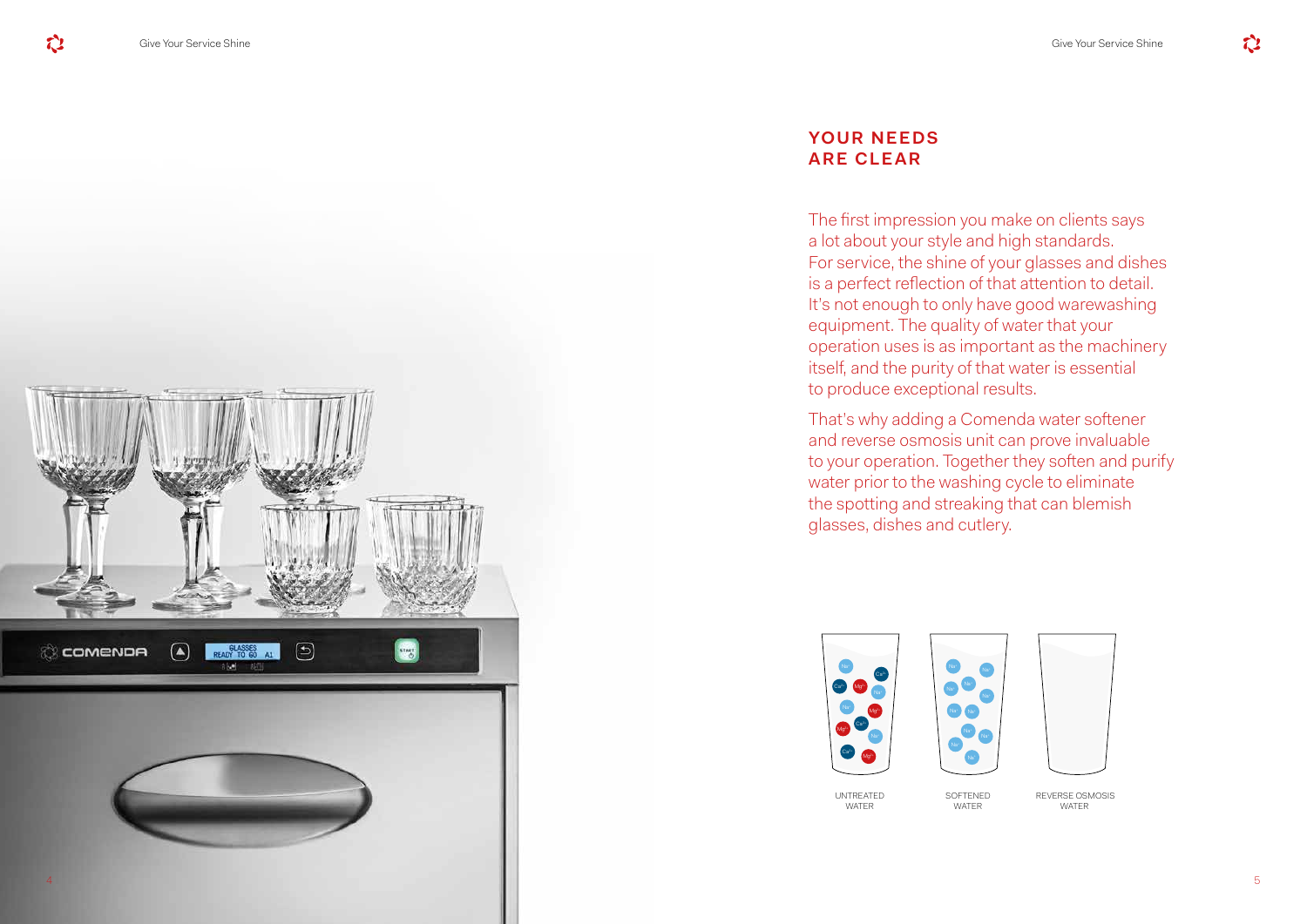## YOUR NEEDS ARE CLEAR

The first impression you make on clients says a lot about your style and high standards. For service, the shine of your glasses and dishes is a perfect reflection of that attention to detail. It's not enough to only have good warewashing equipment. The quality of water that your operation uses is as important as the machinery itself, and the purity of that water is essential to produce exceptional results.

That's why adding a Comenda water softener and reverse osmosis unit can prove invaluable to your operation. Together they soften and purify water prior to the washing cycle to eliminate the spotting and streaking that can blemish glasses, dishes and cutlery.

UNTREATED WATER

SOFTENED WATER

REVERSE OSMOSIS WATER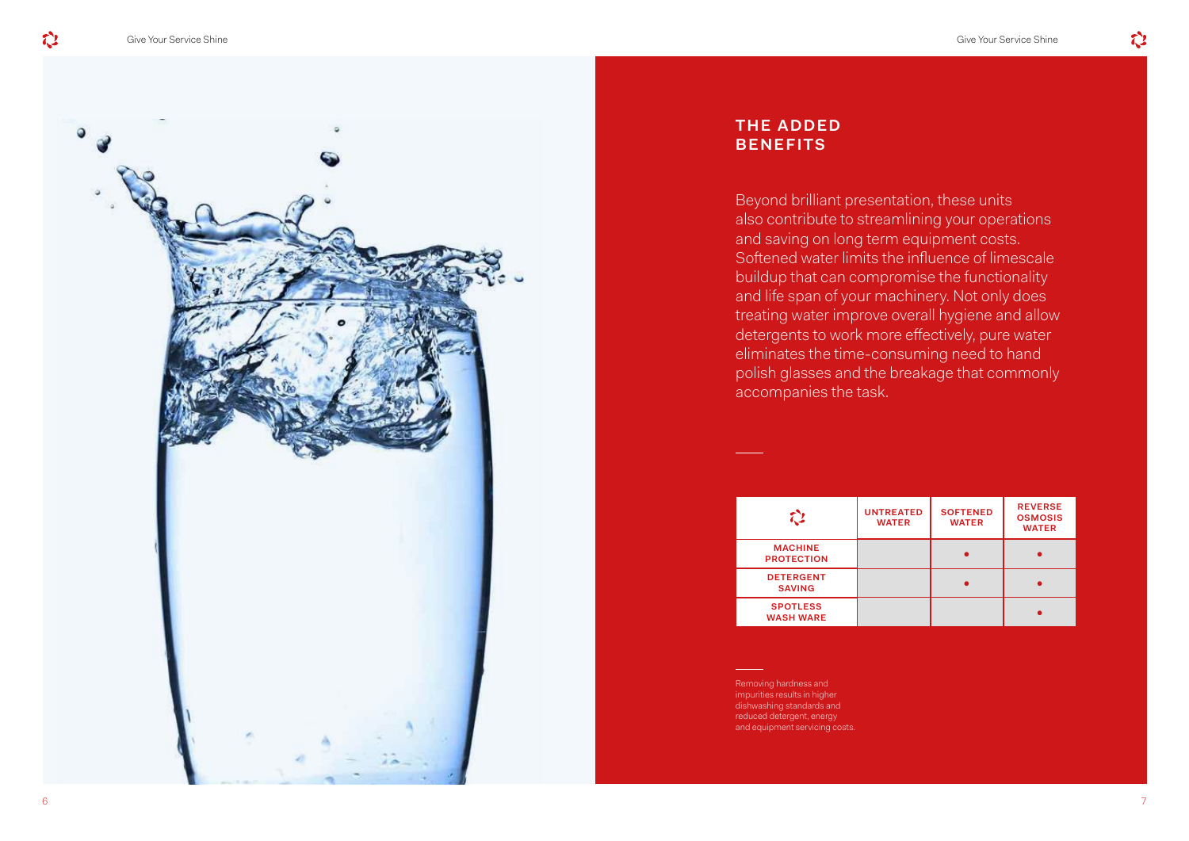## THE ADDED BENEFITS

Beyond brilliant presentation, these units also contribute to streamlining your operations and saving on long term equipment costs. Softened water limits the influence of limescale buildup that can compromise the functionality and life span of your machinery. Not only does treating water improve overall hygiene and allow detergents to work more effectively, pure water eliminates the time-consuming need to hand polish glasses and the breakage that commonly accompanies the task.

| | UNTREATED WATER | SOFTENED WATER | REVERSE OSMOSIS WATER |
|---|---|---|---|
| MACHINE PROTECTION | | • | • |
| DETERGENT SAVING | | • | • |
| SPOTLESS WASH WARE | | | • |

Removing hardness and impurities results in higher dishwashing standards and reduced detergent, energy and equipment servicing costs.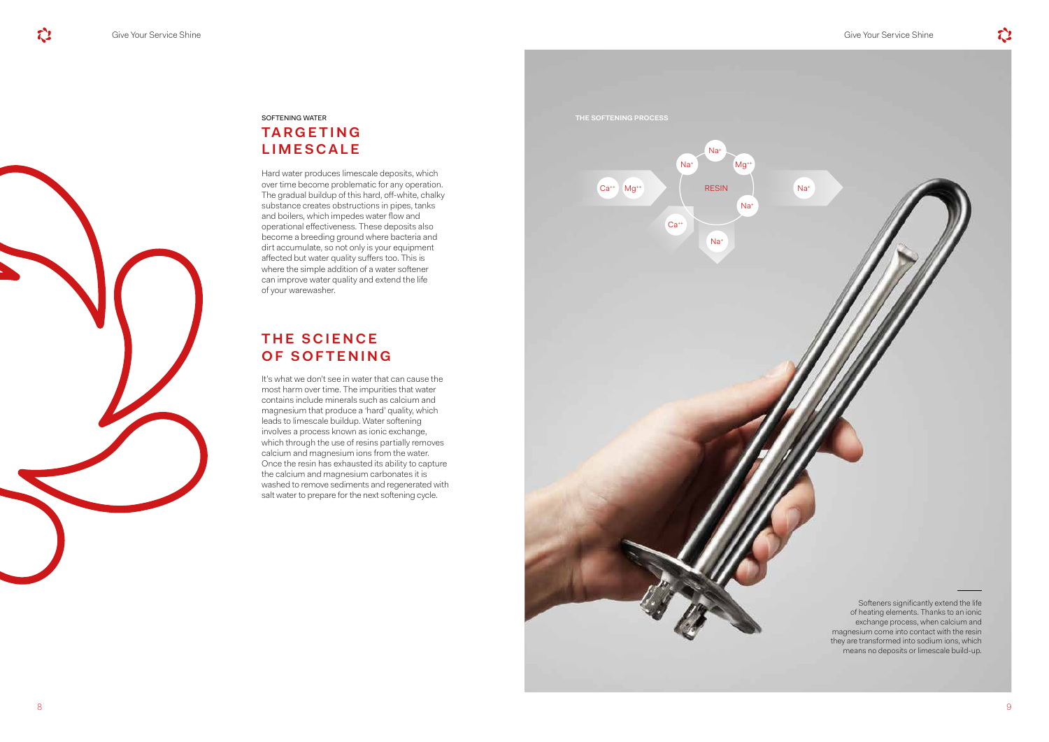SOFTENING WATER

## TARGETING LIMESCALE

Hard water produces limescale deposits, which over time become problematic for any operation. The gradual buildup of this hard, off-white, chalky substance creates obstructions in pipes, tanks and boilers, which impedes water flow and operational effectiveness. These deposits also become a breeding ground where bacteria and dirt accumulate, so not only is your equipment affected but water quality suffers too. This is where the simple addition of a water softener can improve water quality and extend the life of your warewasher.

## THE SCIENCE OF SOFTENING

It's what we don't see in water that can cause the most harm over time. The impurities that water contains include minerals such as calcium and magnesium that produce a 'hard' quality, which leads to limescale buildup. Water softening involves a process known as ionic exchange, which through the use of resins partially removes calcium and magnesium ions from the water. Once the resin has exhausted its ability to capture the calcium and magnesium carbonates it is washed to remove sediments and regenerated with salt water to prepare for the next softening cycle.

**THE SOFTENING PROCESS**

$Ca^{++}$ $Mg^{++}$ → RESIN ($Na^{+}$, $Na^{+}$, $Mg^{++}$, $Na^{+}$, $Ca^{++}$, $Na^{+}$) → $Na^{+}$

Softeners significantly extend the life of heating elements. Thanks to an ionic exchange process, when calcium and magnesium come into contact with the resin they are transformed into sodium ions, which means no deposits or limescale build-up.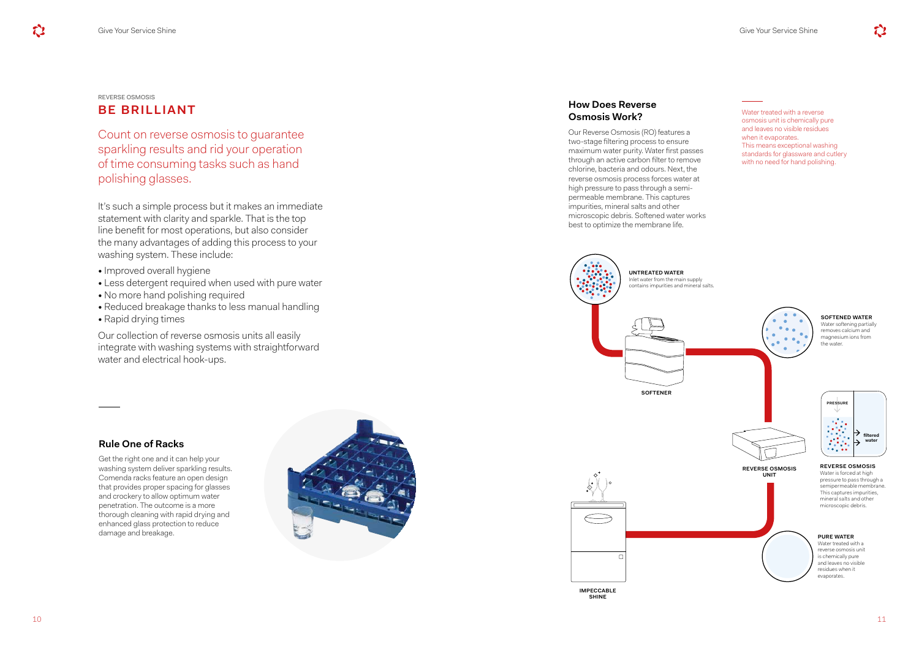REVERSE OSMOSIS

## BE BRILLIANT

Count on reverse osmosis to guarantee sparkling results and rid your operation of time consuming tasks such as hand polishing glasses.

It's such a simple process but it makes an immediate statement with clarity and sparkle. That is the top line benefit for most operations, but also consider the many advantages of adding this process to your washing system. These include:

- Improved overall hygiene
- Less detergent required when used with pure water
- No more hand polishing required
- Reduced breakage thanks to less manual handling
- Rapid drying times

Our collection of reverse osmosis units all easily integrate with washing systems with straightforward water and electrical hook-ups.

### Rule One of Racks

Get the right one and it can help your washing system deliver sparkling results. Comenda racks feature an open design that provides proper spacing for glasses and crockery to allow optimum water penetration. The outcome is a more thorough cleaning with rapid drying and enhanced glass protection to reduce damage and breakage.

### How Does Reverse Osmosis Work?

Our Reverse Osmosis (RO) features a two-stage filtering process to ensure maximum water purity. Water first passes through an active carbon filter to remove chlorine, bacteria and odours. Next, the reverse osmosis process forces water at high pressure to pass through a semi-permeable membrane. This captures impurities, mineral salts and other microscopic debris. Softened water works best to optimize the membrane life.

Water treated with a reverse osmosis unit is chemically pure and leaves no visible residues when it evaporates. This means exceptional washing standards for glassware and cutlery with no need for hand polishing.

**UNTREATED WATER**
Inlet water from the main supply contains impurities and mineral salts.

**SOFTENER**

**SOFTENED WATER**
Water softening partially removes calcium and magnesium ions from the water.

PRESSURE

filtered water

**REVERSE OSMOSIS UNIT**

**REVERSE OSMOSIS**
Water is forced at high pressure to pass through a semipermeable membrane. This captures impurities, mineral salts and other microscopic debris.

**PURE WATER**
Water treated with a reverse osmosis unit is chemically pure and leaves no visible residues when it evaporates.

**IMPECCABLE SHINE**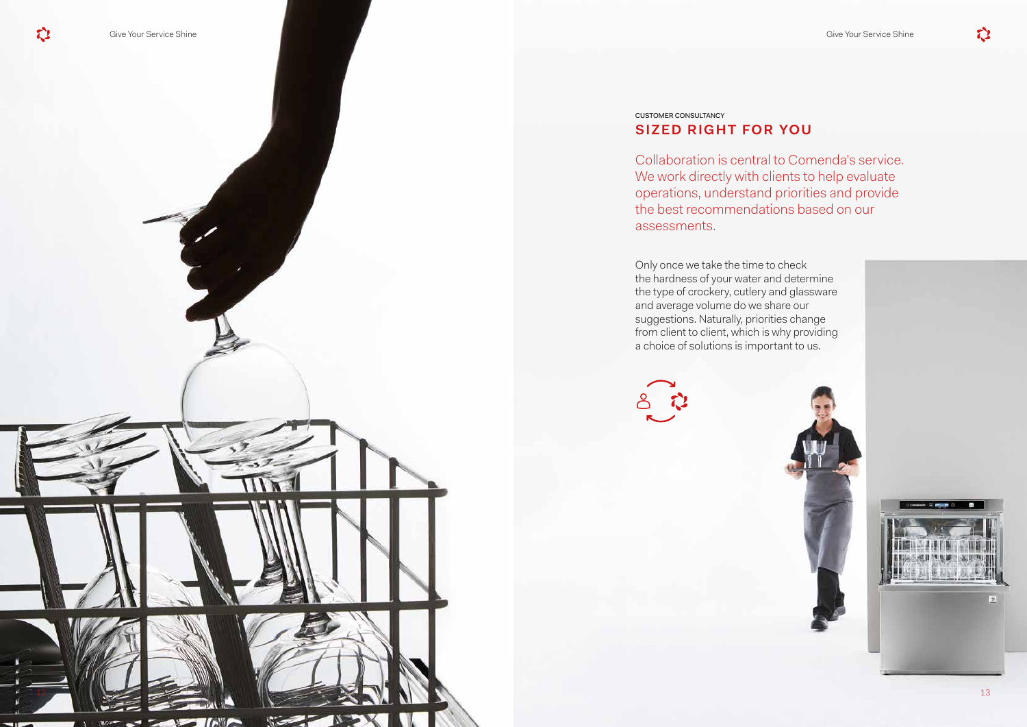CUSTOMER CONSULTANCY

## SIZED RIGHT FOR YOU

Collaboration is central to Comenda's service. We work directly with clients to help evaluate operations, understand priorities and provide the best recommendations based on our assessments.

Only once we take the time to check the hardness of your water and determine the type of crockery, cutlery and glassware and average volume do we share our suggestions. Naturally, priorities change from client to client, which is why providing a choice of solutions is important to us.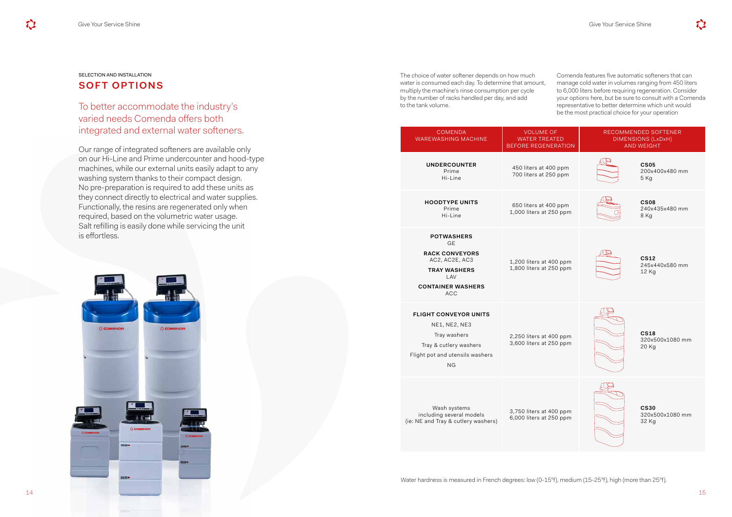SELECTION AND INSTALLATION

## SOFT OPTIONS

### To better accommodate the industry's varied needs Comenda offers both integrated and external water softeners.

Our range of integrated softeners are available only on our Hi-Line and Prime undercounter and hood-type machines, while our external units easily adapt to any washing system thanks to their compact design. No pre-preparation is required to add these units as they connect directly to electrical and water supplies. Functionally, the resins are regenerated only when required, based on the volumetric water usage. Salt refilling is easily done while servicing the unit is effortless.

The choice of water softener depends on how much water is consumed each day. To determine that amount, multiply the machine's rinse consumption per cycle by the number of racks handled per day, and add to the tank volume.

Comenda features five automatic softeners that can manage cold water in volumes ranging from 450 liters to 6,000 liters before requiring regeneration. Consider your options here, but be sure to consult with a Comenda representative to better determine which unit would be the most practical choice for your operation

| COMENDA WAREWASHING MACHINE | VOLUME OF WATER TREATED BEFORE REGENERATION | RECOMMENDED SOFTENER DIMENSIONS (LxDxH) AND WEIGHT |
|---|---|---|
| **UNDERCOUNTER** Prime Hi-Line | 450 liters at 400 ppm<br>700 liters at 250 ppm | **CS05** 200x400x480 mm 5 Kg |
| **HOODTYPE UNITS** Prime Hi-Line | 650 liters at 400 ppm<br>1,000 liters at 250 ppm | **CS08** 240x435x480 mm 8 Kg |
| **POTWASHERS** GE<br>**RACK CONVEYORS** AC2, AC2E, AC3<br>**TRAY WASHERS** LAV<br>**CONTAINER WASHERS** ACC | 1,200 liters at 400 ppm<br>1,800 liters at 250 ppm | **CS12** 245x440x580 mm 12 Kg |
| **FLIGHT CONVEYOR UNITS** NE1, NE2, NE3<br>Tray washers<br>Tray & cutlery washers<br>Flight pot and utensils washers<br>NG | 2,250 liters at 400 ppm<br>3,600 liters at 250 ppm | **CS18** 320x500x1080 mm 20 Kg |
| Wash systems including several models (ie: NE and Tray & cutlery washers) | 3,750 liters at 400 ppm<br>6,000 liters at 250 ppm | **CS30** 320x500x1080 mm 32 Kg |

Water hardness is measured in French degrees: low (0-15°f), medium (15-25°f), high (more than 25°f).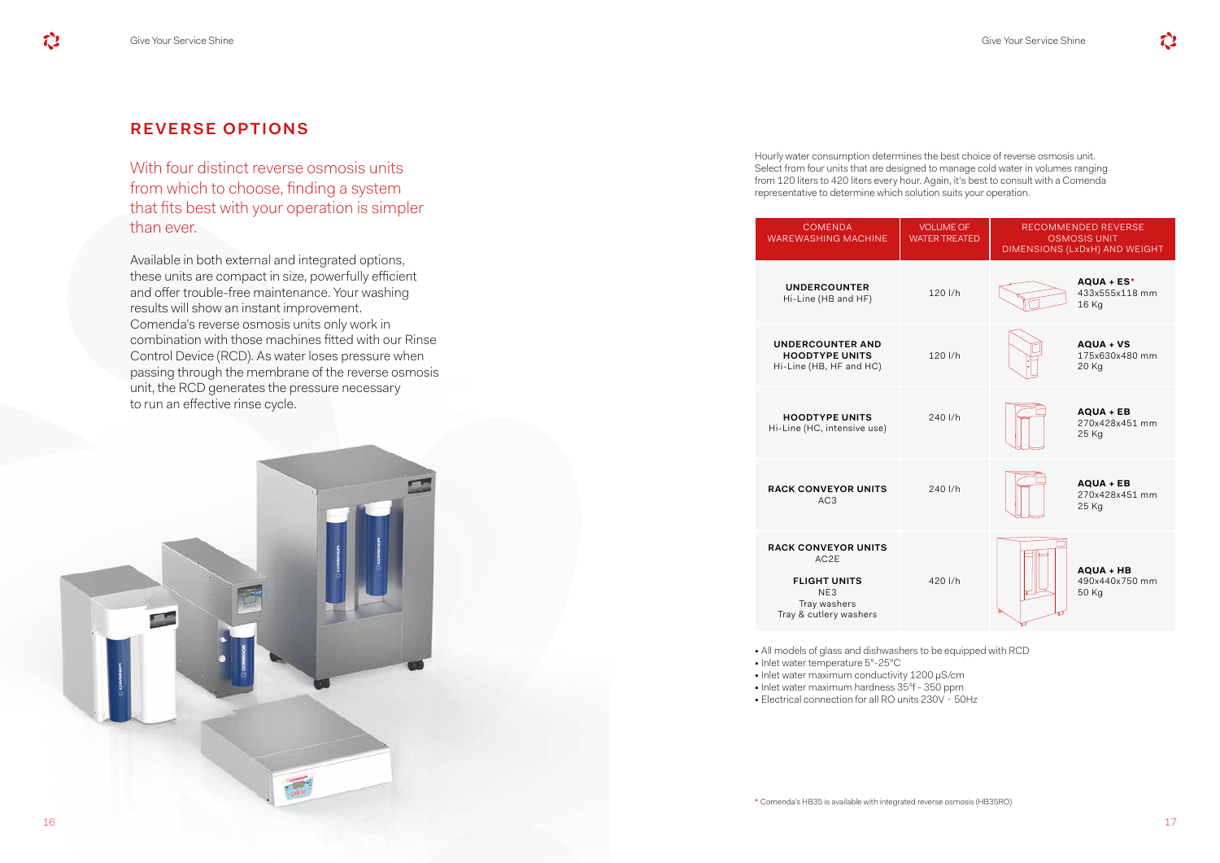## REVERSE OPTIONS

With four distinct reverse osmosis units from which to choose, finding a system that fits best with your operation is simpler than ever.

Available in both external and integrated options, these units are compact in size, powerfully efficient and offer trouble-free maintenance. Your washing results will show an instant improvement. Comenda's reverse osmosis units only work in combination with those machines fitted with our Rinse Control Device (RCD). As water loses pressure when passing through the membrane of the reverse osmosis unit, the RCD generates the pressure necessary to run an effective rinse cycle.

Hourly water consumption determines the best choice of reverse osmosis unit. Select from four units that are designed to manage cold water in volumes ranging from 120 liters to 420 liters every hour. Again, it's best to consult with a Comenda representative to determine which solution suits your operation.

| COMENDA WAREWASHING MACHINE | VOLUME OF WATER TREATED | RECOMMENDED REVERSE OSMOSIS UNIT DIMENSIONS (LxDxH) AND WEIGHT |
|---|---|---|
| **UNDERCOUNTER** Hi-Line (HB and HF) | 120 l/h | **AQUA + ES*** 433x555x118 mm 16 Kg |
| **UNDERCOUNTER AND HOODTYPE UNITS** Hi-Line (HB, HF and HC) | 120 l/h | **AQUA + VS** 175x630x480 mm 20 Kg |
| **HOODTYPE UNITS** Hi-Line (HC, intensive use) | 240 l/h | **AQUA + EB** 270x428x451 mm 25 Kg |
| **RACK CONVEYOR UNITS** AC3 | 240 l/h | **AQUA + EB** 270x428x451 mm 25 Kg |
| **RACK CONVEYOR UNITS** AC2E **FLIGHT UNITS** NE3 Tray washers Tray & cutlery washers | 420 l/h | **AQUA + HB** 490x440x750 mm 50 Kg |

- All models of glass and dishwashers to be equipped with RCD
- Inlet water temperature 5°-25°C
- Inlet water maximum conductivity 1200 μS/cm
- Inlet water maximum hardness 35°f - 350 ppm
- Electrical connection for all RO units 230V ~ 50Hz

\* Comenda's HB35 is available with integrated reverse osmosis (HB35RO)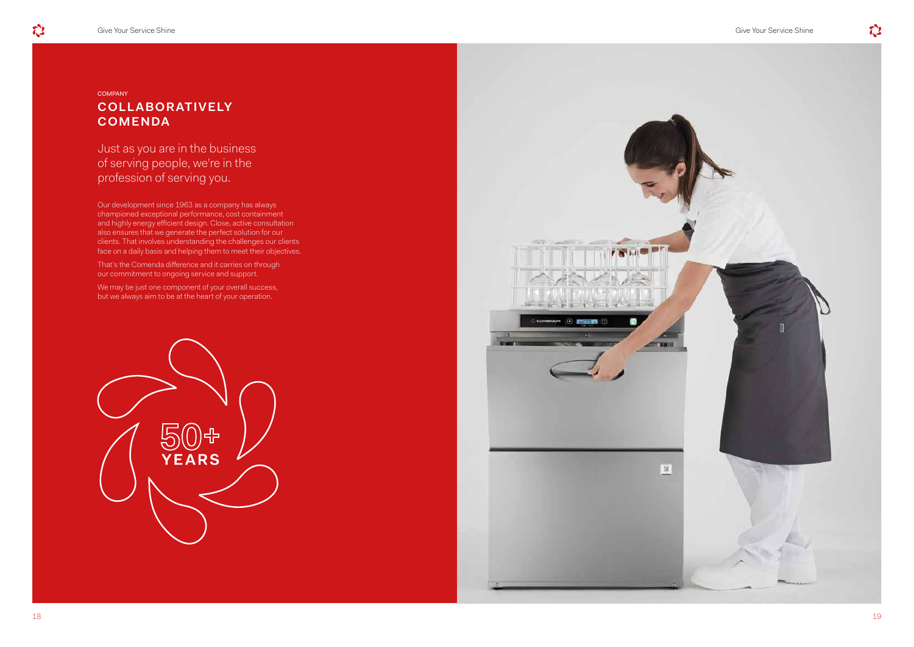COMPANY

## COLLABORATIVELY COMENDA

Just as you are in the business of serving people, we're in the profession of serving you.

Our development since 1963 as a company has always championed exceptional performance, cost containment and highly energy efficient design. Close, active consultation also ensures that we generate the perfect solution for our clients. That involves understanding the challenges our clients face on a daily basis and helping them to meet their objectives.

That's the Comenda difference and it carries on through our commitment to ongoing service and support.

We may be just one component of your overall success, but we always aim to be at the heart of your operation.

50+ YEARS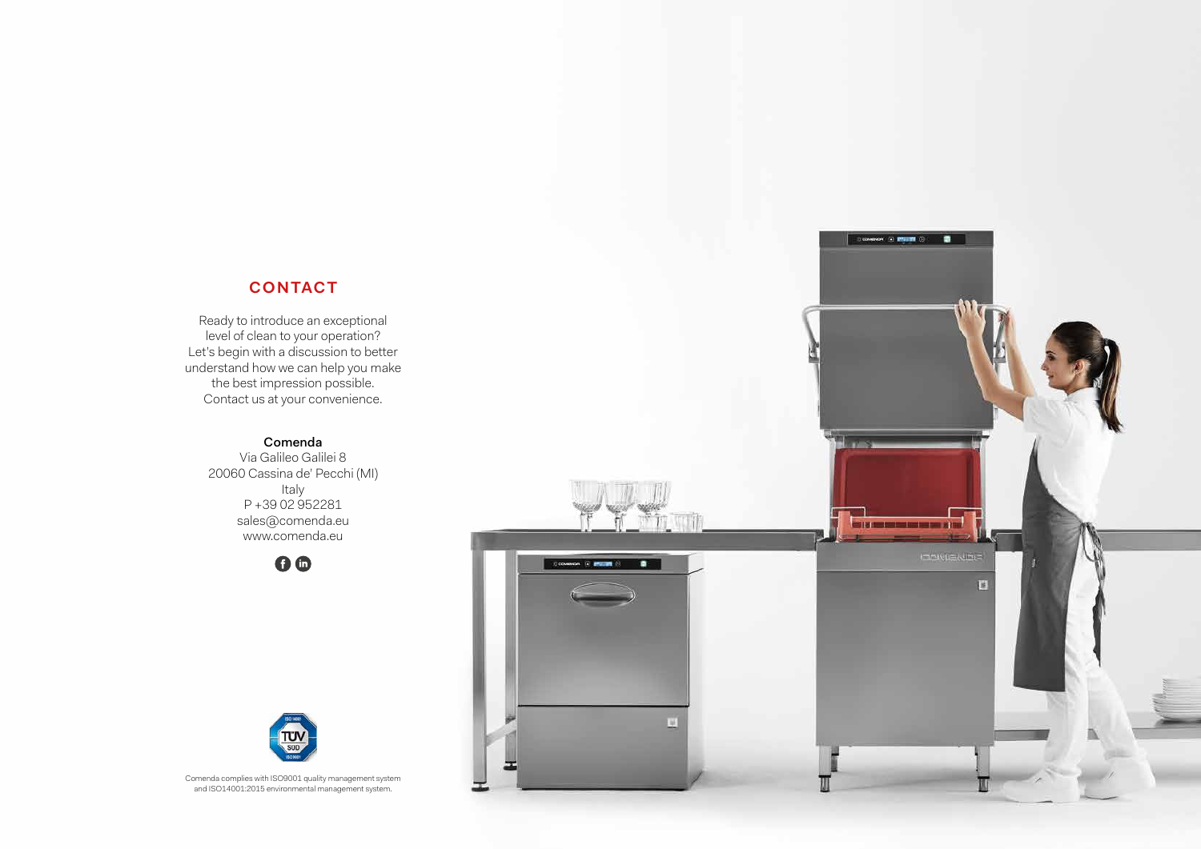## CONTACT

Ready to introduce an exceptional level of clean to your operation? Let's begin with a discussion to better understand how we can help you make the best impression possible. Contact us at your convenience.

**Comenda**
Via Galileo Galilei 8
20060 Cassina de' Pecchi (MI)
Italy
P +39 02 952281
sales@comenda.eu
www.comenda.eu

Comenda complies with ISO9001 quality management system and ISO14001:2015 environmental management system.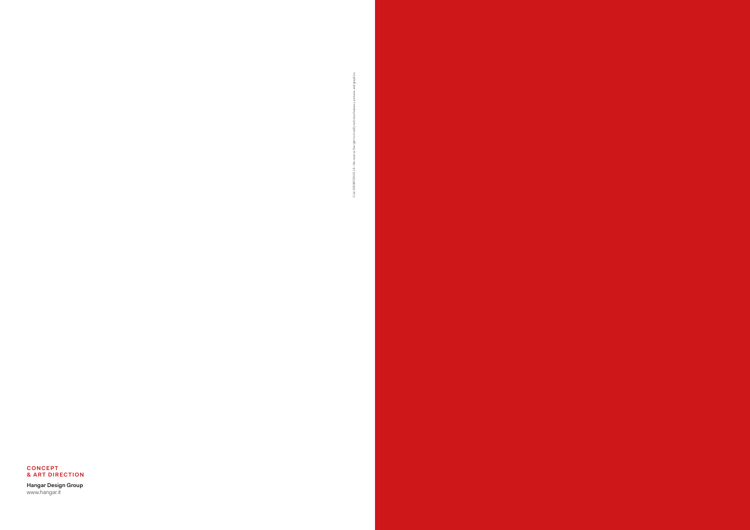Cod. 3029BSEN 02.18 - We reserve the right to modify technical features, pictures and graphics.

**CONCEPT & ART DIRECTION**

Hangar Design Group
www.hangar.it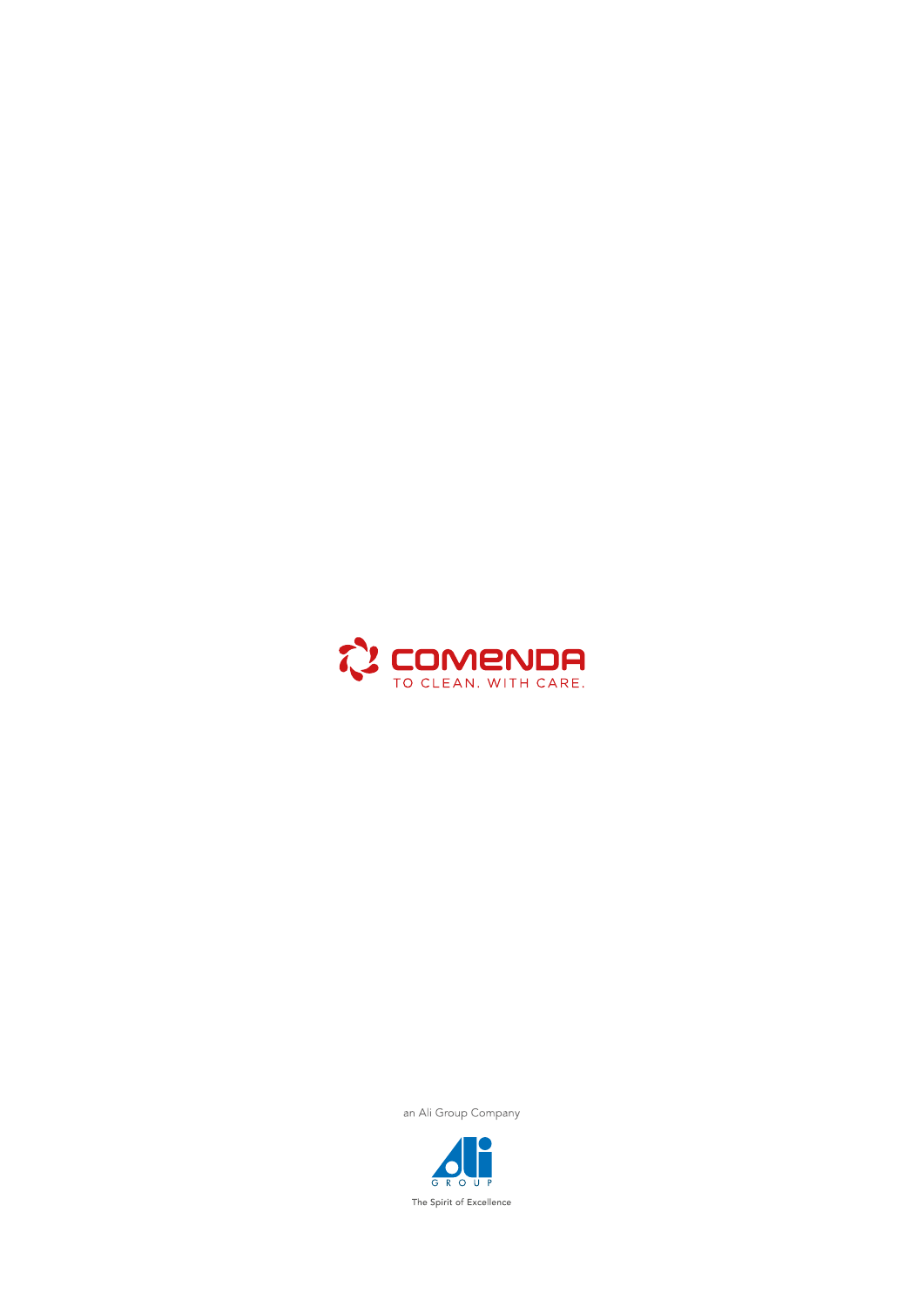COMENDA

TO CLEAN. WITH CARE.

an Ali Group Company

Ali

GROUP

The Spirit of Excellence